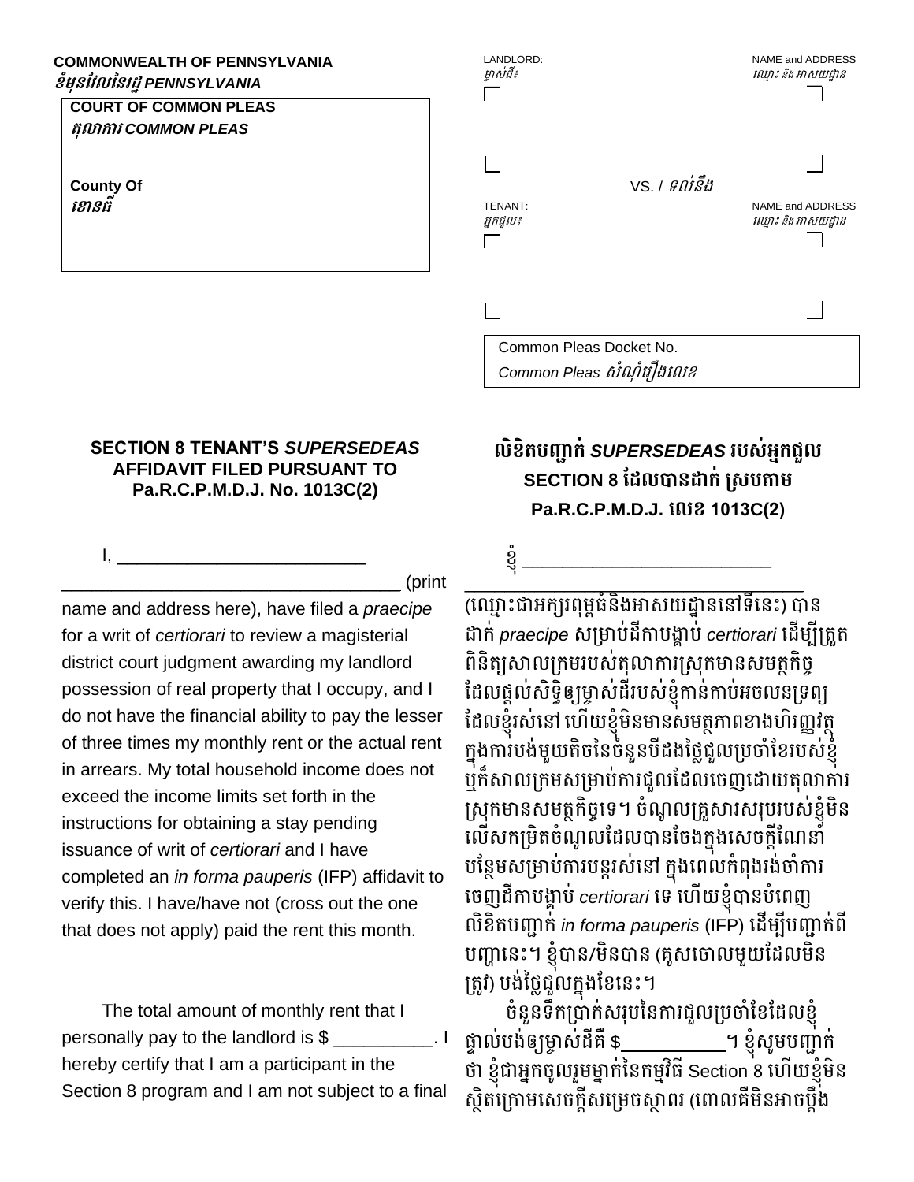**COMMONWEALTH OF PENNSYLVANIA**
***ខំមុនវែលនៃរដ្ឋ PENNSYLVANIA***

**COURT OF COMMON PLEAS**
***តុលាការ COMMON PLEAS***

**County Of**
***ខោនធី***

LANDLORD: / ម្ចាស់ដី៖ — NAME and ADDRESS / ឈ្មោះ និងអាសយដ្ឋាន

VS. / *ទល់នឹង*

TENANT: / អ្នកជួល៖ — NAME and ADDRESS / ឈ្មោះ និងអាសយដ្ឋាន

Common Pleas Docket No.
*Common Pleas សំណុំរឿងលេខ*

## SECTION 8 TENANT'S *SUPERSEDEAS* AFFIDAVIT FILED PURSUANT TO Pa.R.C.P.M.D.J. No. 1013C(2)

I, ___________________________ ____________________________________ (print name and address here), have filed a *praecipe* for a writ of *certiorari* to review a magisterial district court judgment awarding my landlord possession of real property that I occupy, and I do not have the financial ability to pay the lesser of three times my monthly rent or the actual rent in arrears. My total household income does not exceed the income limits set forth in the instructions for obtaining a stay pending issuance of writ of *certiorari* and I have completed an *in forma pauperis* (IFP) affidavit to verify this. I have/have not (cross out the one that does not apply) paid the rent this month.

The total amount of monthly rent that I personally pay to the landlord is $__________. I hereby certify that I am a participant in the Section 8 program and I am not subject to a final

## លិខិតបញ្ជាក់ *SUPERSEDEAS* របស់អ្នកជួល SECTION 8 ដែលបានដាក់ ស្របតាម Pa.R.C.P.M.D.J. លេខ 1013C(2)

ខ្ញុំ ___________________________ ____________________________________ (ឈ្មោះជាអក្សរពុម្ពធំនិងអាសយដ្ឋាននៅទីនេះ) បានដាក់ *praecipe* សម្រាប់ដីកាបង្គាប់ *certiorari* ដើម្បីត្រួតពិនិត្យសាលក្រមរបស់តុលាការស្រុកមានសមត្ថកិច្ចដែលផ្តល់សិទ្ធិឲ្យម្ចាស់ដីរបស់ខ្ញុំកាន់កាប់អចលនទ្រព្យដែលខ្ញុំរស់នៅ ហើយខ្ញុំមិនមានសមត្ថភាពខាងហិរញ្ញវត្ថុក្នុងការបង់មួយតិចនៃចំនួនបីដងថ្លៃជួលប្រចាំខែរបស់ខ្ញុំ ឬក៏សាលក្រមសម្រាប់ការជួលដែលចេញដោយតុលាការស្រុកមានសមត្ថកិច្ចទេ។ ចំណូលគ្រួសារសរុបរបស់ខ្ញុំមិនលើសកម្រិតចំណូលដែលបានចែងក្នុងសេចក្តីណែនាំបន្ថែមសម្រាប់ការបន្តរស់នៅ ក្នុងពេលកំពុងរង់ចាំការចេញដីកាបង្គាប់ *certiorari* ទេ ហើយខ្ញុំបានបំពេញលិខិតបញ្ជាក់ *in forma pauperis* (IFP) ដើម្បីបញ្ជាក់ពីបញ្ហានេះ។ ខ្ញុំបាន/មិនបាន (គូសចោលមួយដែលមិនត្រូវ) បង់ថ្លៃជួលក្នុងខែនេះ។

ចំនួនទឹកប្រាក់សរុបនៃការជួលប្រចាំខែដែលខ្ញុំផ្ទាល់បង់ឲ្យម្ចាស់ដីគឺ $__________។ ខ្ញុំសូមបញ្ជាក់ថា ខ្ញុំជាអ្នកចូលរួមម្នាក់នៃកម្មវិធី Section 8 ហើយខ្ញុំមិនស្ថិតក្រោមសេចក្តីសម្រេចស្ថាពរ (ពោលគឺមិនអាចប្តឹង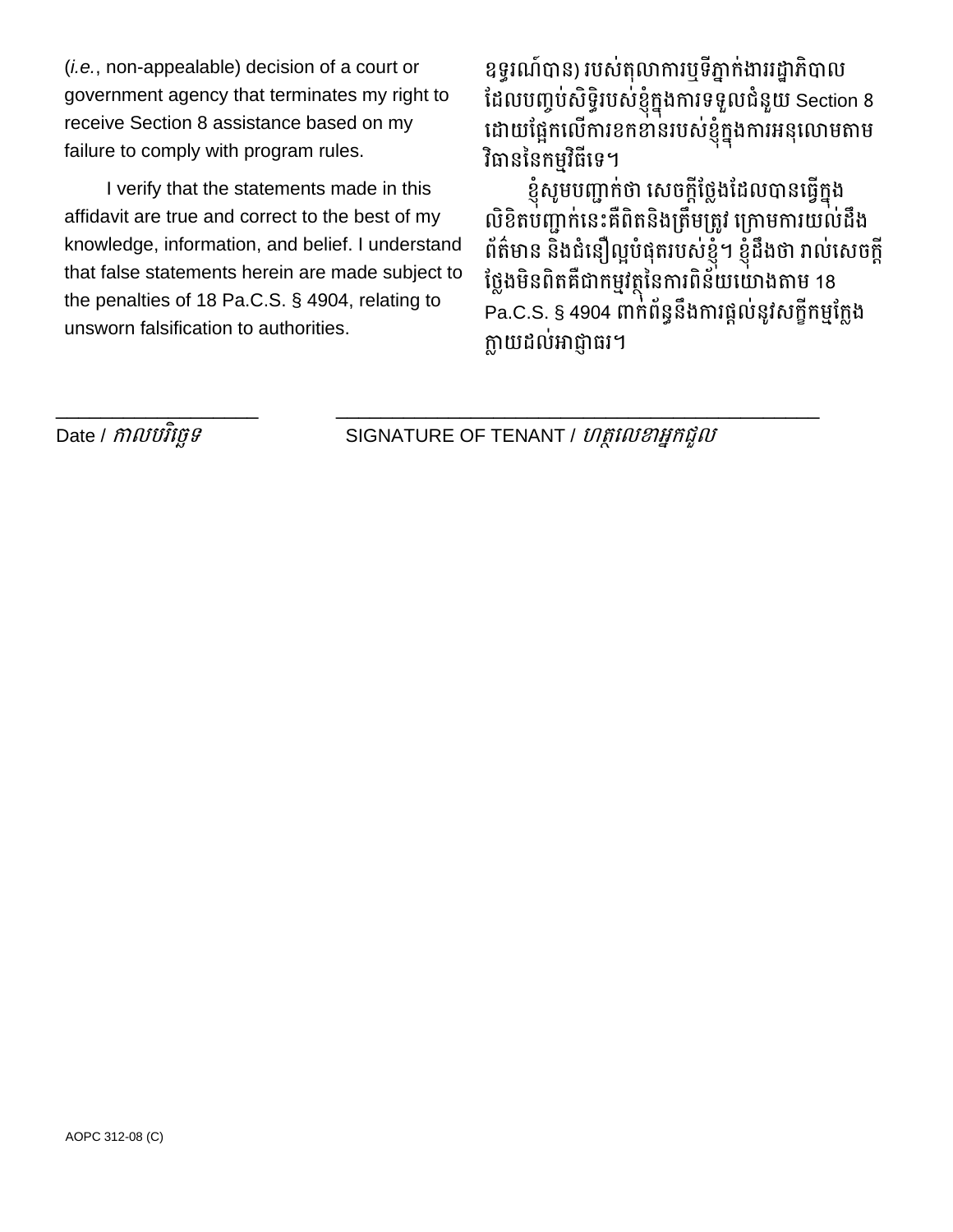(*i.e.*, non-appealable) decision of a court or government agency that terminates my right to receive Section 8 assistance based on my failure to comply with program rules.

ឧទ្ធរណ៍បាន) របស់តុលាការឬទីភ្នាក់ងាររដ្ឋាភិបាល ដែលបញ្ចប់សិទ្ធិរបស់ខ្ញុំក្នុងការទទួលជំនួយ Section 8 ដោយផ្អែកលើការខកខានរបស់ខ្ញុំក្នុងការអនុលោមតាមវិធាននៃកម្មវិធីទេ។

I verify that the statements made in this affidavit are true and correct to the best of my knowledge, information, and belief. I understand that false statements herein are made subject to the penalties of 18 Pa.C.S. § 4904, relating to unsworn falsification to authorities.

ខ្ញុំសូមបញ្ជាក់ថា សេចក្តីថ្លែងដែលបានធ្វើក្នុងលិខិតបញ្ជាក់នេះគឺពិតនិងត្រឹមត្រូវ ក្រោមការយល់ដឹង ព័ត៌មាន និងជំនឿល្អបំផុតរបស់ខ្ញុំ។ ខ្ញុំដឹងថា រាល់សេចក្តីថ្លែងមិនពិតគឺជាកម្មវត្ថុនៃការពិន័យយោងតាម 18 Pa.C.S. § 4904 ពាក់ព័ន្ធនឹងការផ្តល់នូវសក្ខីកម្មក្លែងក្លាយដល់អាជ្ញាធរ។

\_\_\_\_\_\_\_\_\_\_\_\_\_\_\_\_\_\_\_\_ \_\_\_\_\_\_\_\_\_\_\_\_\_\_\_\_\_\_\_\_\_\_\_\_\_\_\_\_\_\_\_\_\_\_\_\_\_\_\_\_\_\_\_\_\_\_\_\_

Date / *កាលបរិច្ឆេទ* SIGNATURE OF TENANT / *ហត្ថលេខាអ្នកជួល*

AOPC 312-08 (C)